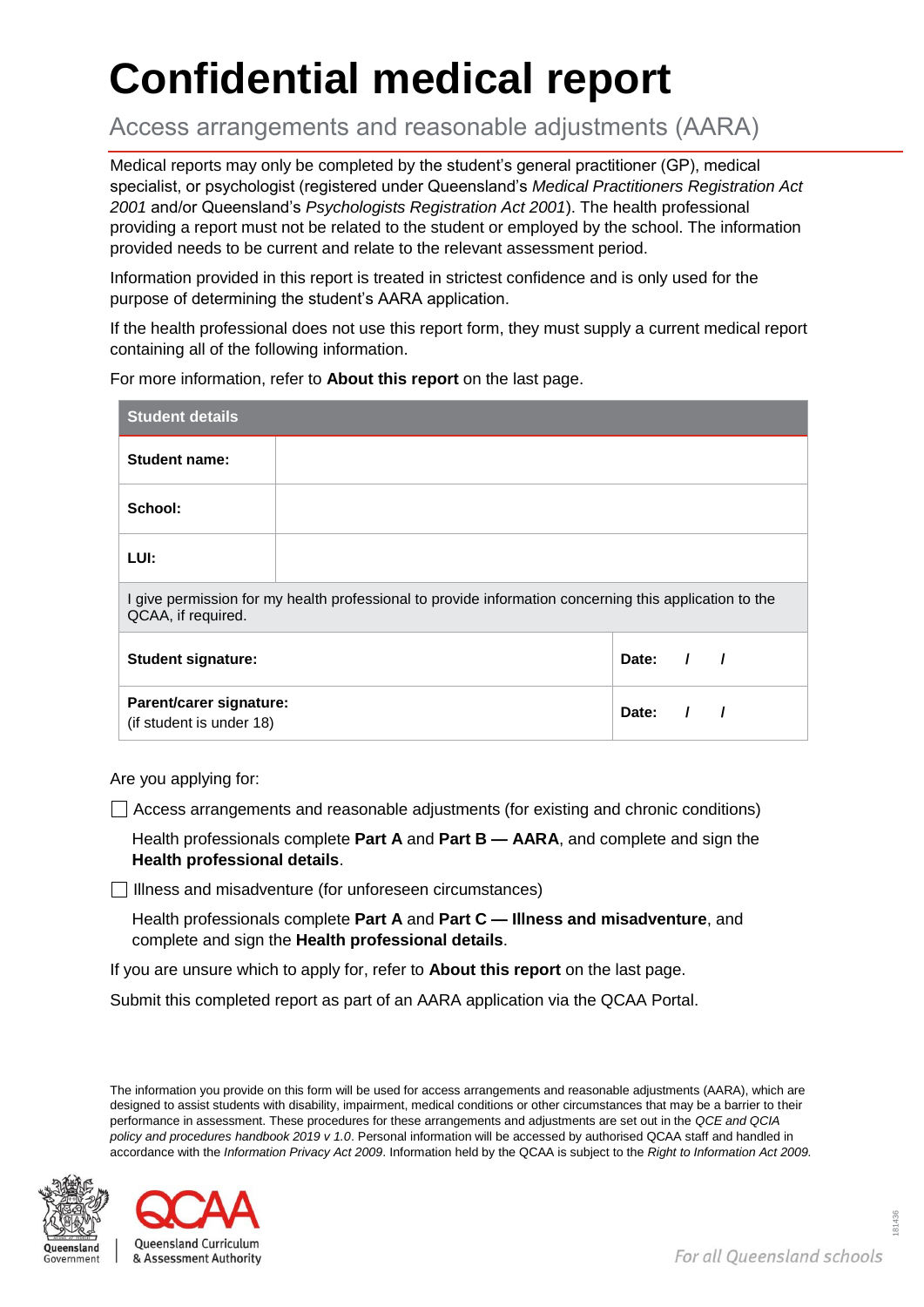# Confidential medical report

## Access arrangements and reasonable adjustments (AARA)

Medical reports may only be completed by the student's general practitioner (GP), medical specialist, or psychologist (registered under Queensland's *Medical Practitioners Registration Act 2001* and/or Queensland's *Psychologists Registration Act 2001*). The health professional providing a report must not be related to the student or employed by the school. The information provided needs to be current and relate to the relevant assessment period.

Information provided in this report is treated in strictest confidence and is only used for the purpose of determining the student's AARA application.

If the health professional does not use this report form, they must supply a current medical report containing all of the following information.

For more information, refer to **About this report** on the last page.

| **Student details** | | |
|---|---|---|
| **Student name:** | | |
| **School:** | | |
| **LUI:** | | |
| I give permission for my health professional to provide information concerning this application to the QCAA, if required. | | |
| **Student signature:** | | **Date:** / / |
| **Parent/carer signature:** (if student is under 18) | | **Date:** / / |

Are you applying for:

☐ Access arrangements and reasonable adjustments (for existing and chronic conditions)

Health professionals complete **Part A** and **Part B — AARA**, and complete and sign the **Health professional details**.

☐ Illness and misadventure (for unforeseen circumstances)

Health professionals complete **Part A** and **Part C — Illness and misadventure**, and complete and sign the **Health professional details**.

If you are unsure which to apply for, refer to **About this report** on the last page.

Submit this completed report as part of an AARA application via the QCAA Portal.

The information you provide on this form will be used for access arrangements and reasonable adjustments (AARA), which are designed to assist students with disability, impairment, medical conditions or other circumstances that may be a barrier to their performance in assessment. These procedures for these arrangements and adjustments are set out in the *QCE and QCIA policy and procedures handbook 2019 v 1.0*. Personal information will be accessed by authorised QCAA staff and handled in accordance with the *Information Privacy Act 2009*. Information held by the QCAA is subject to the *Right to Information Act 2009.*

Queensland Government | Queensland Curriculum & Assessment Authority

*For all Queensland schools*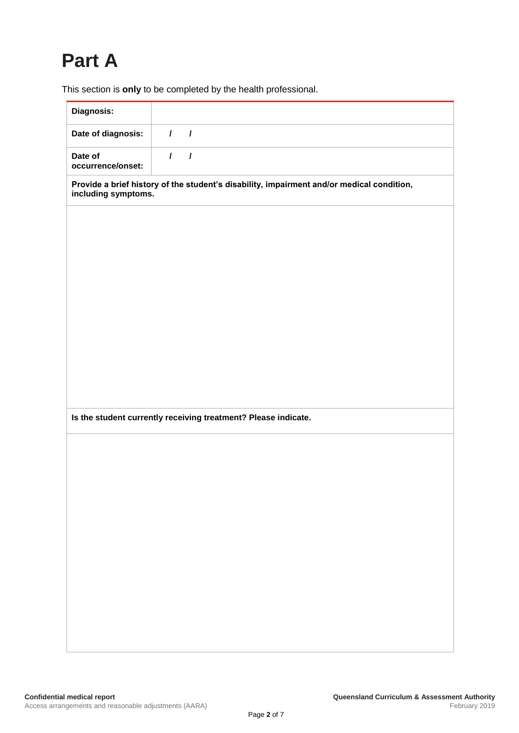# Part A

This section is **only** to be completed by the health professional.

| **Diagnosis:** | |
|---|---|
| **Date of diagnosis:** | / / |
| **Date of occurrence/onset:** | / / |

**Provide a brief history of the student's disability, impairment and/or medical condition, including symptoms.**

**Is the student currently receiving treatment? Please indicate.**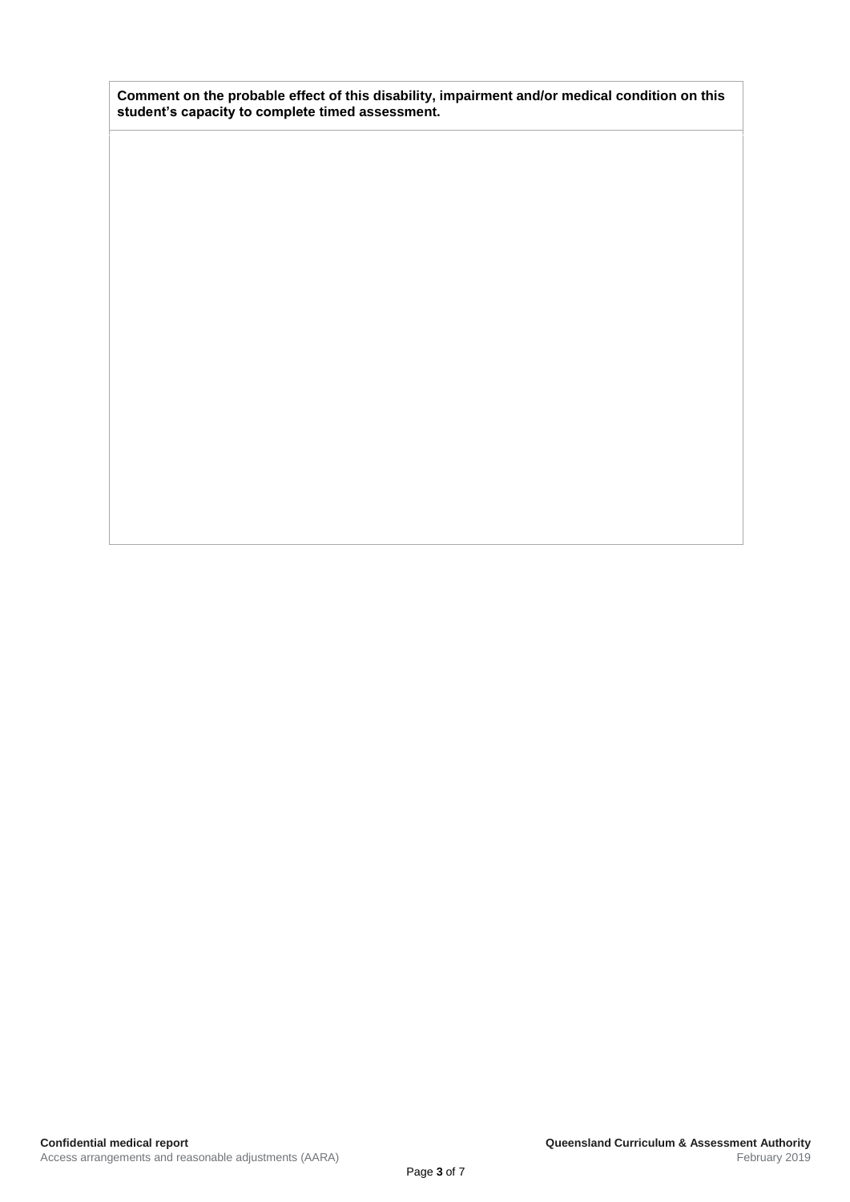| **Comment on the probable effect of this disability, impairment and/or medical condition on this student's capacity to complete timed assessment.** |
| --- |
| |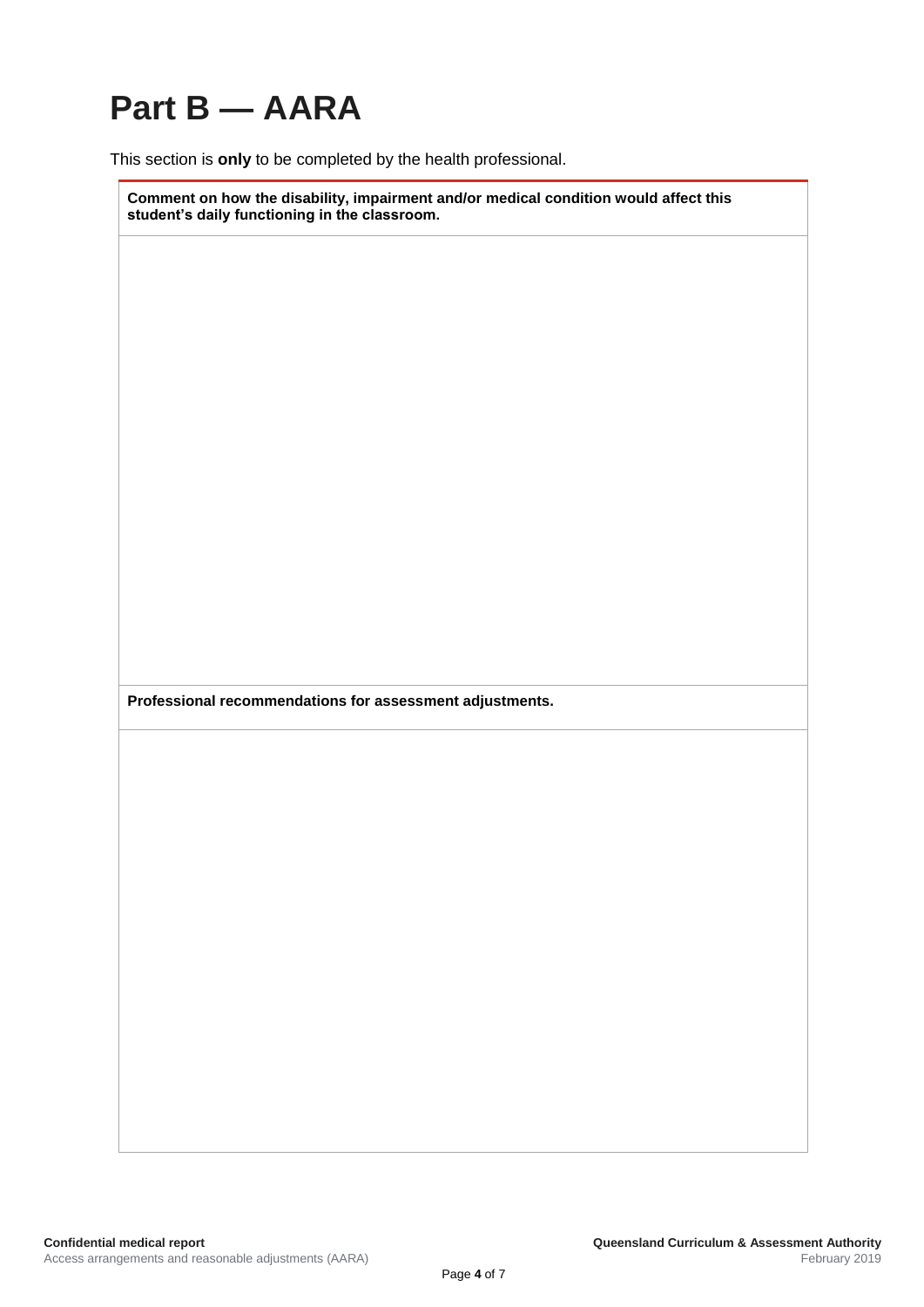# Part B — AARA

This section is **only** to be completed by the health professional.

| **Comment on how the disability, impairment and/or medical condition would affect this student's daily functioning in the classroom.** |
| --- |
| |

| **Professional recommendations for assessment adjustments.** |
| --- |
| |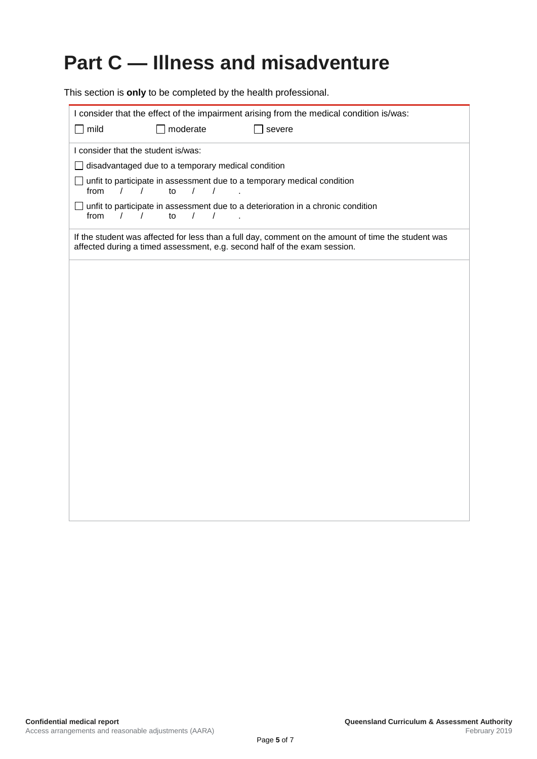# Part C — Illness and misadventure

This section is **only** to be completed by the health professional.

I consider that the effect of the impairment arising from the medical condition is/was:

- [ ] mild
- [ ] moderate
- [ ] severe

I consider that the student is/was:

- [ ] disadvantaged due to a temporary medical condition
- [ ] unfit to participate in assessment due to a temporary medical condition from / / to / / .
- [ ] unfit to participate in assessment due to a deterioration in a chronic condition from / / to / / .

If the student was affected for less than a full day, comment on the amount of time the student was affected during a timed assessment, e.g. second half of the exam session.

**Confidential medical report**
Access arrangements and reasonable adjustments (AARA)

**Queensland Curriculum & Assessment Authority**
February 2019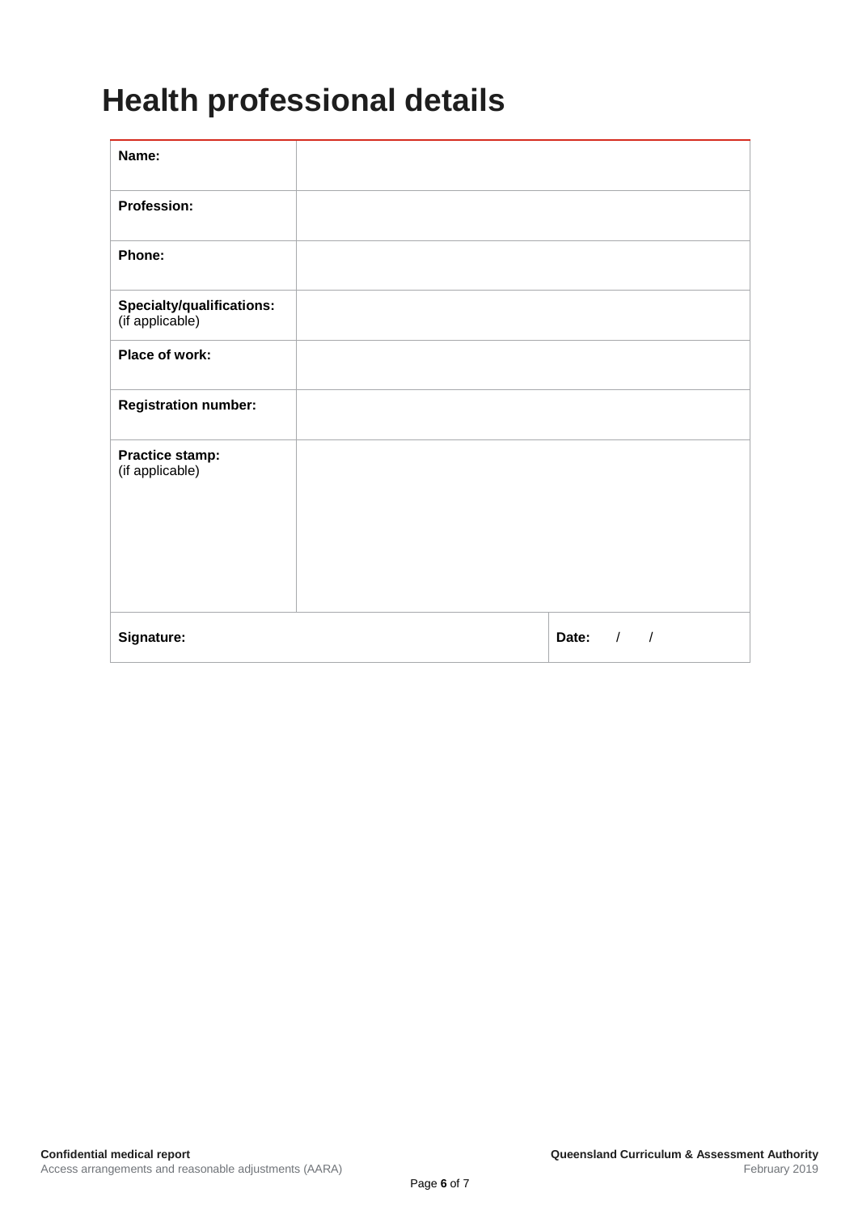# Health professional details

| | |
|---|---|
| **Name:** | |
| **Profession:** | |
| **Phone:** | |
| **Specialty/qualifications:** (if applicable) | |
| **Place of work:** | |
| **Registration number:** | |
| **Practice stamp:** (if applicable) | |
| **Signature:** | **Date:** / / |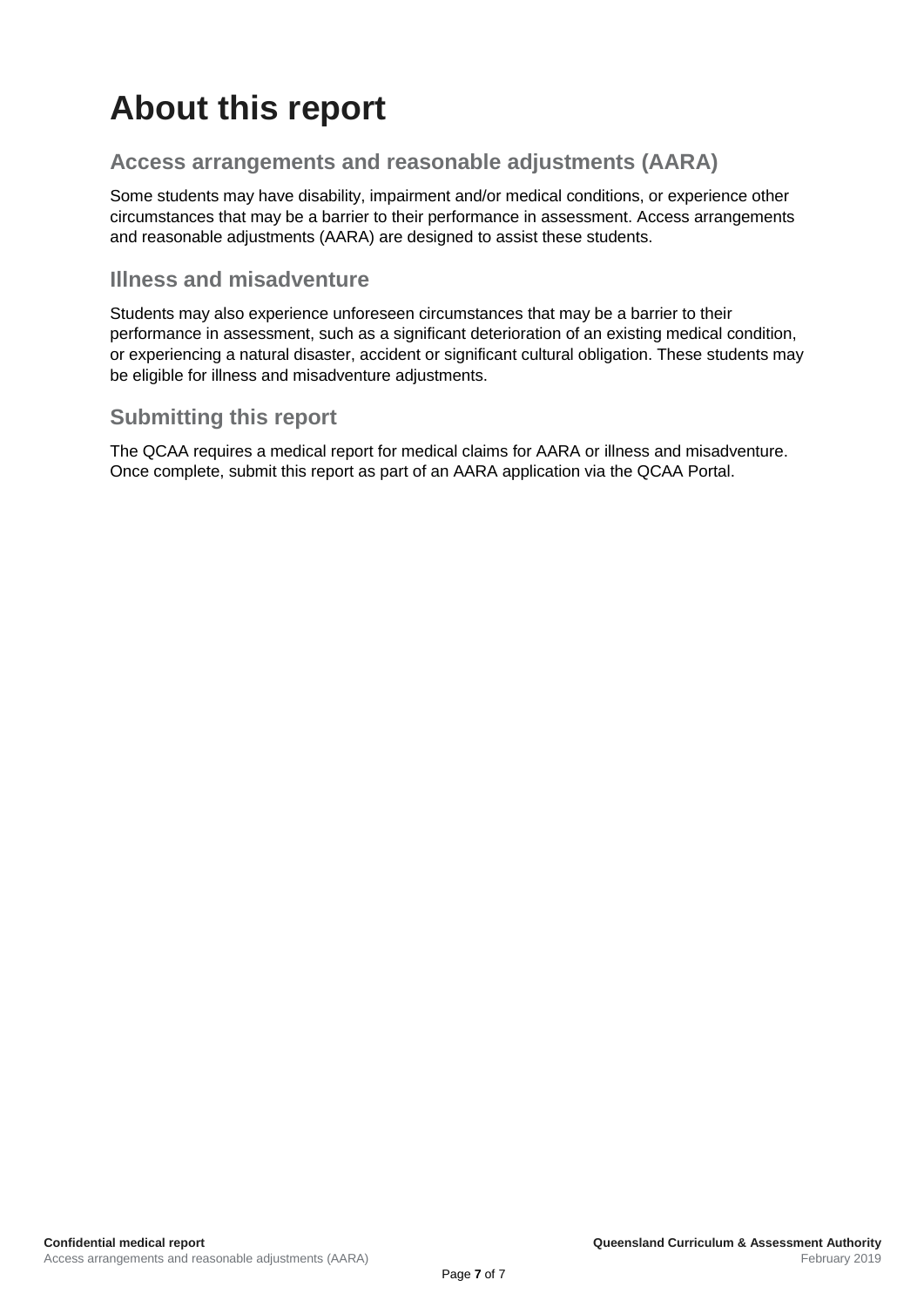# About this report

## Access arrangements and reasonable adjustments (AARA)

Some students may have disability, impairment and/or medical conditions, or experience other circumstances that may be a barrier to their performance in assessment. Access arrangements and reasonable adjustments (AARA) are designed to assist these students.

## Illness and misadventure

Students may also experience unforeseen circumstances that may be a barrier to their performance in assessment, such as a significant deterioration of an existing medical condition, or experiencing a natural disaster, accident or significant cultural obligation. These students may be eligible for illness and misadventure adjustments.

## Submitting this report

The QCAA requires a medical report for medical claims for AARA or illness and misadventure. Once complete, submit this report as part of an AARA application via the QCAA Portal.